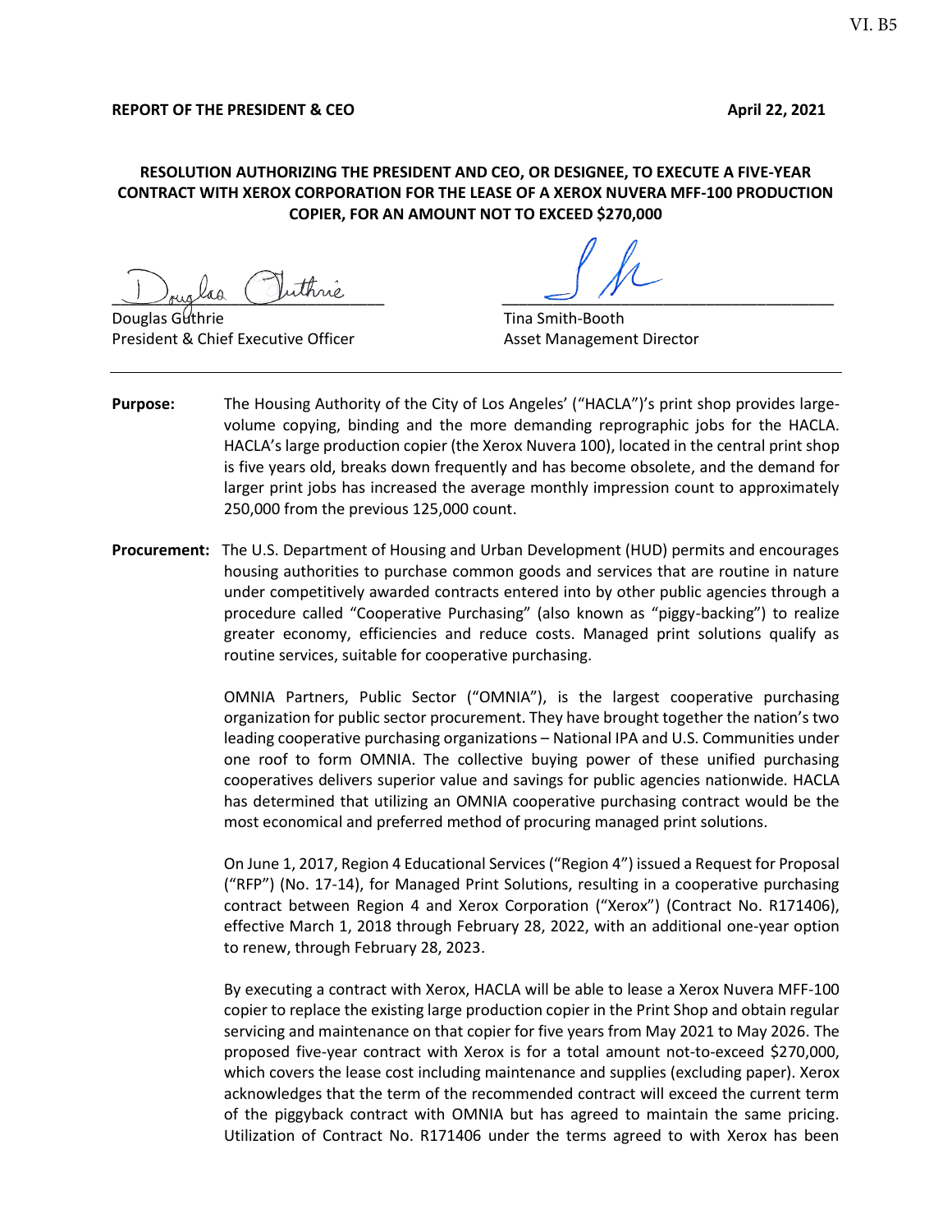**REPORT OF THE PRESIDENT & CEO** **April 22, 2021**

**RESOLUTION AUTHORIZING THE PRESIDENT AND CEO, OR DESIGNEE, TO EXECUTE A FIVE-YEAR CONTRACT WITH XEROX CORPORATION FOR THE LEASE OF A XEROX NUVERA MFF-100 PRODUCTION COPIER, FOR AN AMOUNT NOT TO EXCEED $270,000**

Douglas Guthrie
President & Chief Executive Officer

Tina Smith-Booth
Asset Management Director

---

**Purpose:** The Housing Authority of the City of Los Angeles' ("HACLA")'s print shop provides large-volume copying, binding and the more demanding reprographic jobs for the HACLA. HACLA's large production copier (the Xerox Nuvera 100), located in the central print shop is five years old, breaks down frequently and has become obsolete, and the demand for larger print jobs has increased the average monthly impression count to approximately 250,000 from the previous 125,000 count.

**Procurement:** The U.S. Department of Housing and Urban Development (HUD) permits and encourages housing authorities to purchase common goods and services that are routine in nature under competitively awarded contracts entered into by other public agencies through a procedure called "Cooperative Purchasing" (also known as "piggy-backing") to realize greater economy, efficiencies and reduce costs. Managed print solutions qualify as routine services, suitable for cooperative purchasing.

OMNIA Partners, Public Sector ("OMNIA"), is the largest cooperative purchasing organization for public sector procurement. They have brought together the nation's two leading cooperative purchasing organizations – National IPA and U.S. Communities under one roof to form OMNIA. The collective buying power of these unified purchasing cooperatives delivers superior value and savings for public agencies nationwide. HACLA has determined that utilizing an OMNIA cooperative purchasing contract would be the most economical and preferred method of procuring managed print solutions.

On June 1, 2017, Region 4 Educational Services ("Region 4") issued a Request for Proposal ("RFP") (No. 17-14), for Managed Print Solutions, resulting in a cooperative purchasing contract between Region 4 and Xerox Corporation ("Xerox") (Contract No. R171406), effective March 1, 2018 through February 28, 2022, with an additional one-year option to renew, through February 28, 2023.

By executing a contract with Xerox, HACLA will be able to lease a Xerox Nuvera MFF-100 copier to replace the existing large production copier in the Print Shop and obtain regular servicing and maintenance on that copier for five years from May 2021 to May 2026. The proposed five-year contract with Xerox is for a total amount not-to-exceed $270,000, which covers the lease cost including maintenance and supplies (excluding paper). Xerox acknowledges that the term of the recommended contract will exceed the current term of the piggyback contract with OMNIA but has agreed to maintain the same pricing. Utilization of Contract No. R171406 under the terms agreed to with Xerox has been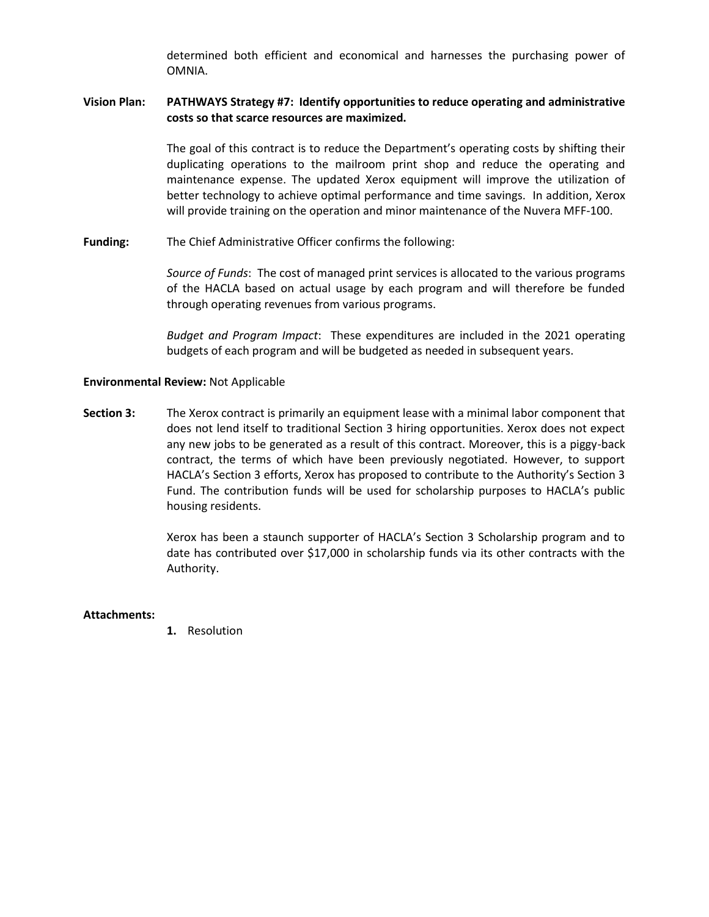determined both efficient and economical and harnesses the purchasing power of OMNIA.

**Vision Plan:** **PATHWAYS Strategy #7: Identify opportunities to reduce operating and administrative costs so that scarce resources are maximized.**

The goal of this contract is to reduce the Department's operating costs by shifting their duplicating operations to the mailroom print shop and reduce the operating and maintenance expense. The updated Xerox equipment will improve the utilization of better technology to achieve optimal performance and time savings. In addition, Xerox will provide training on the operation and minor maintenance of the Nuvera MFF-100.

**Funding:** The Chief Administrative Officer confirms the following:

*Source of Funds*: The cost of managed print services is allocated to the various programs of the HACLA based on actual usage by each program and will therefore be funded through operating revenues from various programs.

*Budget and Program Impact*: These expenditures are included in the 2021 operating budgets of each program and will be budgeted as needed in subsequent years.

**Environmental Review:** Not Applicable

**Section 3:** The Xerox contract is primarily an equipment lease with a minimal labor component that does not lend itself to traditional Section 3 hiring opportunities. Xerox does not expect any new jobs to be generated as a result of this contract. Moreover, this is a piggy-back contract, the terms of which have been previously negotiated. However, to support HACLA's Section 3 efforts, Xerox has proposed to contribute to the Authority's Section 3 Fund. The contribution funds will be used for scholarship purposes to HACLA's public housing residents.

Xerox has been a staunch supporter of HACLA's Section 3 Scholarship program and to date has contributed over $17,000 in scholarship funds via its other contracts with the Authority.

**Attachments:**

1. Resolution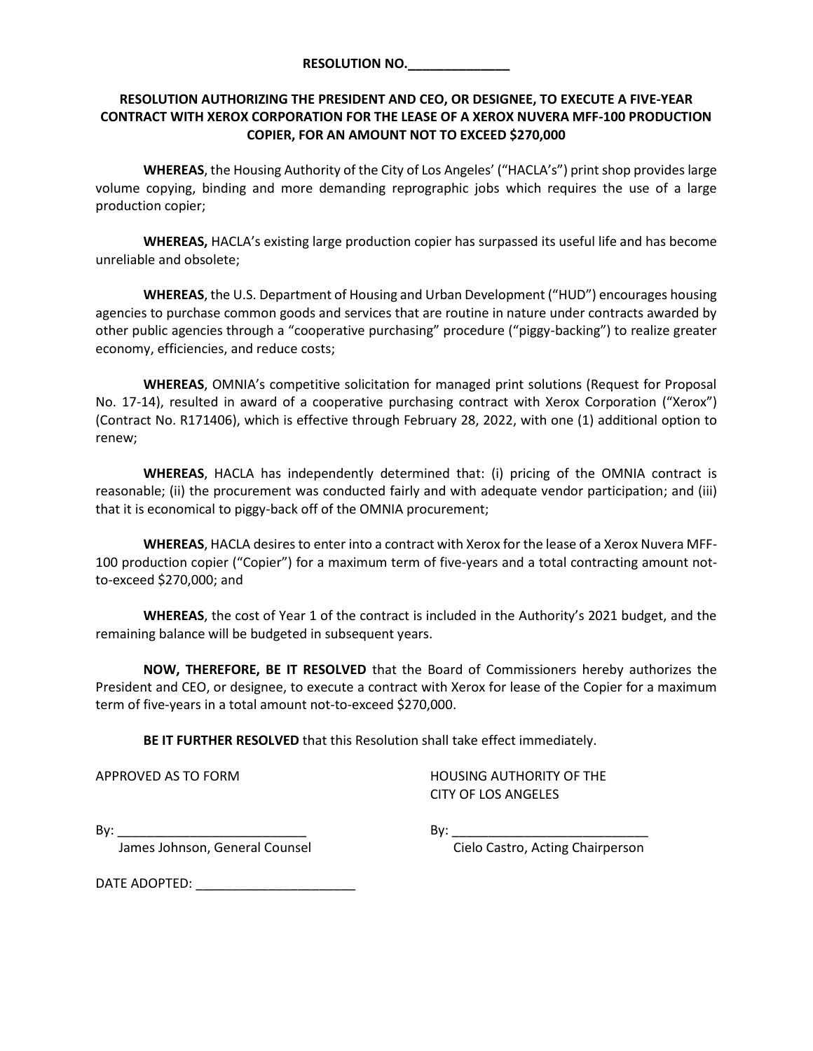**RESOLUTION NO.______________**

**RESOLUTION AUTHORIZING THE PRESIDENT AND CEO, OR DESIGNEE, TO EXECUTE A FIVE-YEAR CONTRACT WITH XEROX CORPORATION FOR THE LEASE OF A XEROX NUVERA MFF-100 PRODUCTION COPIER, FOR AN AMOUNT NOT TO EXCEED $270,000**

**WHEREAS**, the Housing Authority of the City of Los Angeles' ("HACLA's") print shop provides large volume copying, binding and more demanding reprographic jobs which requires the use of a large production copier;

**WHEREAS,** HACLA's existing large production copier has surpassed its useful life and has become unreliable and obsolete;

**WHEREAS**, the U.S. Department of Housing and Urban Development ("HUD") encourages housing agencies to purchase common goods and services that are routine in nature under contracts awarded by other public agencies through a "cooperative purchasing" procedure ("piggy-backing") to realize greater economy, efficiencies, and reduce costs;

**WHEREAS**, OMNIA's competitive solicitation for managed print solutions (Request for Proposal No. 17-14), resulted in award of a cooperative purchasing contract with Xerox Corporation ("Xerox") (Contract No. R171406), which is effective through February 28, 2022, with one (1) additional option to renew;

**WHEREAS**, HACLA has independently determined that: (i) pricing of the OMNIA contract is reasonable; (ii) the procurement was conducted fairly and with adequate vendor participation; and (iii) that it is economical to piggy-back off of the OMNIA procurement;

**WHEREAS**, HACLA desires to enter into a contract with Xerox for the lease of a Xerox Nuvera MFF-100 production copier ("Copier") for a maximum term of five-years and a total contracting amount not-to-exceed $270,000; and

**WHEREAS**, the cost of Year 1 of the contract is included in the Authority's 2021 budget, and the remaining balance will be budgeted in subsequent years.

**NOW, THEREFORE, BE IT RESOLVED** that the Board of Commissioners hereby authorizes the President and CEO, or designee, to execute a contract with Xerox for lease of the Copier for a maximum term of five-years in a total amount not-to-exceed $270,000.

**BE IT FURTHER RESOLVED** that this Resolution shall take effect immediately.

APPROVED AS TO FORM

By: __________________________
James Johnson, General Counsel

HOUSING AUTHORITY OF THE CITY OF LOS ANGELES

By: ___________________________
Cielo Castro, Acting Chairperson

DATE ADOPTED: ______________________